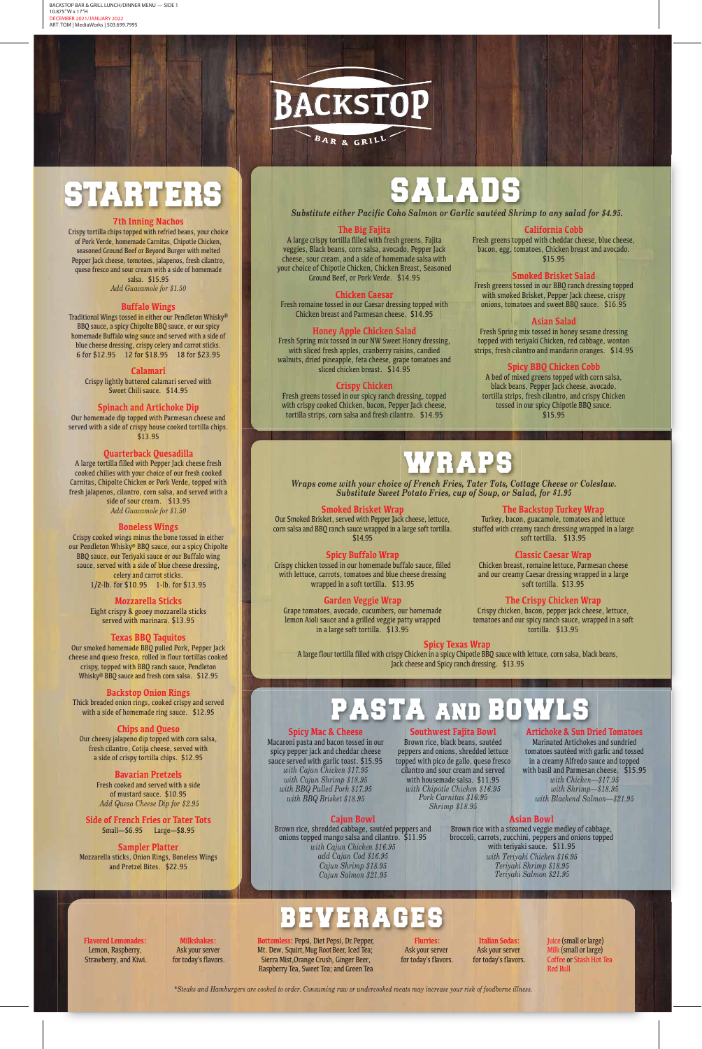# BACKSTOP
BAR & GRILL

## STARTERS

### 7th Inning Nachos
Crispy tortilla chips topped with refried beans, your choice of Pork Verde, homemade Carnitas, Chipotle Chicken, seasoned Ground Beef or Beyond Burger with melted Pepper Jack cheese, tomatoes, jalapenos, fresh cilantro, queso fresco and sour cream with a side of homemade salsa. $15.95
*Add Guacamole for $1.50*

### Buffalo Wings
Traditional Wings tossed in either our Pendleton Whisky® BBQ sauce, a spicy Chipotle BBQ sauce, or our spicy homemade Buffalo wing sauce and served with a side of blue cheese dressing, crispy celery and carrot sticks.
6 for $12.95 12 for $18.95 18 for $23.95

### Calamari
Crispy lightly battered calamari served with Sweet Chili sauce. $14.95

### Spinach and Artichoke Dip
Our homemade dip topped with Parmesan cheese and served with a side of crispy house cooked tortilla chips. $13.95

### Quarterback Quesadilla
A large tortilla filled with Pepper Jack cheese fresh cooked chilies with your choice of our fresh cooked Carnitas, Chipotle Chicken or Pork Verde, topped with fresh jalapenos, cilantro, corn salsa, and served with a side of sour cream. $13.95
*Add Guacamole for $1.50*

### Boneless Wings
Crispy cooked wings minus the bone tossed in either our Pendleton Whisky® BBQ sauce, our a spicy Chipotle BBQ sauce, our Teriyaki sauce or our Buffalo wing sauce, served with a side of blue cheese dressing, celery and carrot sticks.
1/2-lb. for $10.95 1-lb. for $13.95

### Mozzarella Sticks
Eight crispy & gooey mozzarella sticks served with marinara. $13.95

### Texas BBQ Taquitos
Our smoked homemade BBQ pulled Pork, Pepper Jack cheese and queso fresco, rolled in flour tortillas cooked crispy, topped with BBQ ranch sauce, Pendleton Whisky® BBQ sauce and fresh corn salsa. $12.95

### Backstop Onion Rings
Thick breaded onion rings, cooked crispy and served with a side of homemade ring sauce. $12.95

### Chips and Queso
Our cheesy jalapeno dip topped with corn salsa, fresh cilantro, Cotija cheese, served with a side of crispy tortilla chips. $12.95

### Bavarian Pretzels
Fresh cooked and served with a side of mustard sauce. $10.95
*Add Queso Cheese Dip for $2.95*

### Side of French Fries or Tater Tots
Small—$6.95 Large—$8.95

### Sampler Platter
Mozzarella sticks, Onion Rings, Boneless Wings and Pretzel Bites. $22.95

## SALADS

*Substitute either Pacific Coho Salmon or Garlic sautéed Shrimp to any salad for $4.95.*

### The Big Fajita
A large crispy tortilla filled with fresh greens, Fajita veggies, Black beans, corn salsa, avocado, Pepper Jack cheese, sour cream, and a side of homemade salsa with your choice of Chipotle Chicken, Chicken Breast, Seasoned Ground Beef, or Pork Verde. $14.95

### Chicken Caesar
Fresh romaine tossed in our Caesar dressing topped with Chicken breast and Parmesan cheese. $14.95

### Honey Apple Chicken Salad
Fresh Spring mix tossed in our NW Sweet Honey dressing, with sliced fresh apples, cranberry raisins, candied walnuts, dried pineapple, feta cheese, grape tomatoes and sliced chicken breast. $14.95

### Crispy Chicken
Fresh greens tossed in our spicy ranch dressing, topped with crispy cooked Chicken, bacon, Pepper Jack cheese, tortilla strips, corn salsa and fresh cilantro. $14.95

### California Cobb
Fresh greens topped with cheddar cheese, blue cheese, bacon, egg, tomatoes, Chicken breast and avocado. $15.95

### Smoked Brisket Salad
Fresh greens tossed in our BBQ ranch dressing topped with smoked Brisket, Pepper Jack cheese, crispy onions, tomatoes and sweet BBQ sauce. $16.95

### Asian Salad
Fresh Spring mix tossed in honey sesame dressing topped with teriyaki Chicken, red cabbage, wonton strips, fresh cilantro and mandarin oranges. $14.95

### Spicy BBQ Chicken Cobb
A bed of mixed greens topped with corn salsa, black beans, Pepper Jack cheese, avocado, tortilla strips, fresh cilantro, and crispy Chicken tossed in our spicy Chipotle BBQ sauce. $15.95

## WRAPS

*Wraps come with your choice of French Fries, Tater Tots, Cottage Cheese or Coleslaw. Substitute Sweet Potato Fries, cup of Soup, or Salad, for $1.95*

### Smoked Brisket Wrap
Our Smoked Brisket, served with Pepper Jack cheese, lettuce, corn salsa and BBQ ranch sauce wrapped in a large soft tortilla. $14.95

### Spicy Buffalo Wrap
Crispy chicken tossed in our homemade buffalo sauce, filled with lettuce, carrots, tomatoes and blue cheese dressing wrapped in a soft tortilla. $13.95

### Garden Veggie Wrap
Grape tomatoes, avocado, cucumbers, our homemade lemon Aioli sauce and a grilled veggie patty wrapped in a large soft tortilla. $13.95

### The Backstop Turkey Wrap
Turkey, bacon, guacamole, tomatoes and lettuce stuffed with creamy ranch dressing wrapped in a large soft tortilla. $13.95

### Classic Caesar Wrap
Chicken breast, romaine lettuce, Parmesan cheese and our creamy Caesar dressing wrapped in a large soft tortilla. $13.95

### The Crispy Chicken Wrap
Crispy chicken, bacon, pepper jack cheese, lettuce, tomatoes and our spicy ranch sauce, wrapped in a soft tortilla. $13.95

### Spicy Texas Wrap
A large flour tortilla filled with crispy Chicken in a spicy Chipotle BBQ sauce with lettuce, corn salsa, black beans, Jack cheese and Spicy ranch dressing. $13.95

## PASTA AND BOWLS

### Spicy Mac & Cheese
Macaroni pasta and bacon tossed in our spicy pepper jack and cheddar cheese sauce served with garlic toast. $15.95
*with Cajun Chicken $17.95*
*with Cajun Shrimp $18.95*
*with BBQ Pulled Pork $17.95*
*with BBQ Brisket $18.95*

### Southwest Fajita Bowl
Brown rice, black beans, sautéed peppers and onions, shredded lettuce topped with pico de gallo, queso fresco cilantro and sour cream and served with housemade salsa. $11.95
*with Chipotle Chicken $16.95*
*Pork Carnitas $16.95*
*Shrimp $18.95*

### Artichoke & Sun Dried Tomatoes
Marinated Artichokes and sundried tomatoes sautéed with garlic and tossed in a creamy Alfredo sauce and topped with basil and Parmesan cheese. $15.95
*with Chicken—$17.95*
*with Shrimp—$18.95*
*with Blackend Salmon—$21.95*

### Cajun Bowl
Brown rice, shredded cabbage, sautéed peppers and onions topped mango salsa and cilantro. $11.95
*with Cajun Chicken $16.95*
*add Cajun Cod $16.95*
*Cajun Shrimp $18.95*
*Cajun Salmon $21.95*

### Asian Bowl
Brown rice with a steamed veggie medley of cabbage, broccoli, carrots, zucchini, peppers and onions topped with teriyaki sauce. $11.95
*with Teriyaki Chicken $16.95*
*Teriyaki Shrimp $18.95*
*Teriyaki Salmon $21.95*

## BEVERAGES

**Flavored Lemonades:** Lemon, Raspberry, Strawberry, and Kiwi.

**Milkshakes:** Ask your server for today's flavors.

**Bottomless:** Pepsi, Diet Pepsi, Dr. Pepper, Mt. Dew, Squirt, Mug Root Beer, Iced Tea; Sierra Mist, Orange Crush, Ginger Beer, Raspberry Tea, Sweet Tea; and Green Tea

**Flurries:** Ask your server for today's flavors.

**Italian Sodas:** Ask your server for today's flavors.

**Juice** (small or large)
**Milk** (small or large)
**Coffee** or **Stash Hot Tea**
**Red Bull**

*\*Steaks and Hamburgers are cooked to order. Consuming raw or undercooked meats may increase your risk of foodborne illness.*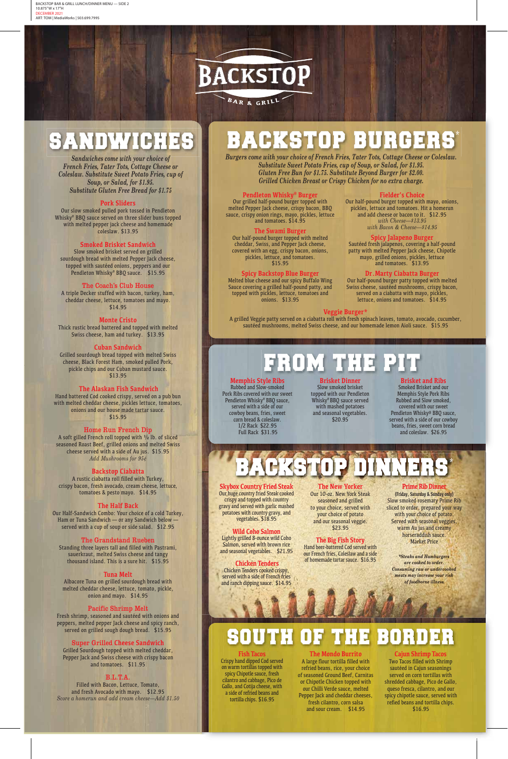# BACKSTOP

BAR & GRILL

## SANDWICHES

*Sandwiches come with your choice of French Fries, Tater Tots, Cottage Cheese or Coleslaw. Substitute Sweet Potato Fries, cup of Soup, or Salad, for $1.95. Substitute Gluten Free Bread for $1.75*

### Pork Sliders
Our slow smoked pulled pork tossed in Pendleton Whisky® BBQ sauce served on three slider buns topped with melted pepper jack cheese and homemade coleslaw. $13.95

### Smoked Brisket Sandwich
Slow smoked brisket served on grilled sourdough bread with melted Pepper Jack cheese, topped with sautéed onions, peppers and our Pendleton Whisky® BBQ sauce. $15.95

### The Coach's Club House
A triple Decker stuffed with bacon, turkey, ham, cheddar cheese, lettuce, tomatoes and mayo. $14.95

### Monte Cristo
Thick rustic bread battered and topped with melted Swiss cheese, ham and turkey. $13.95

### Cuban Sandwich
Grilled sourdough bread topped with melted Swiss cheese, Black Forest Ham, smoked pulled Pork, pickle chips and our Cuban mustard sauce. $13.95

### The Alaskan Fish Sandwich
Hand battered Cod cooked crispy, served on a pub bun with melted cheddar cheese, pickles lettuce, tomatoes, onions and our house made tartar sauce. $15.95

### Home Run French Dip
A soft gilled French roll topped with ½ lb. of sliced seasoned Roast Beef, grilled onions and melted Swiss cheese served with a side of Au jus. $15.95
*Add Mushrooms for 95¢*

### Backstop Ciabatta
A rustic ciabatta roll filled with Turkey, crispy bacon, fresh avocado, cream cheese, lettuce, tomatoes & pesto mayo. $14.95

### The Half Back
Our Half-Sandwich Combo: Your choice of a cold Turkey, Ham or Tuna Sandwich — or any Sandwich below — served with a cup of soup or side salad. $12.95

### The Grandstand Rueben
Standing three layers tall and filled with Pastrami, sauerkraut, melted Swiss cheese and tangy thousand island. This is a sure hit. $15.95

### Tuna Melt
Albacore Tuna on grilled sourdough bread with melted cheddar cheese, lettuce, tomato, pickle, onion and mayo. $14.95

### Pacific Shrimp Melt
Fresh shrimp, seasoned and sautéed with onions and peppers, melted pepper Jack cheese and spicy ranch, served on grilled sough dough bread. $15.95

### Super Grilled Cheese Sandwich
Grilled Sourdough topped with melted cheddar, Pepper Jack and Swiss cheese with crispy bacon and tomatoes. $11.95

### B.L.T.A.
Filled with Bacon, Lettuce, Tomato, and fresh Avocado with mayo. $12.95
*Score a homerun and add cream cheese—Add $1.50*

## BACKSTOP BURGERS*

*Burgers come with your choice of French Fries, Tater Tots, Cottage Cheese or Coleslaw. Substitute Sweet Potato Fries, cup of Soup, or Salad, for $1.95. Gluten Free Bun for $1.75. Substitute Beyond Burger for $2.00. Grilled Chicken Breast or Crispy Chicken for no extra charge.*

### Pendleton Whisky® Burger
Our grilled half-pound burger topped with melted Pepper Jack cheese, crispy bacon, BBQ sauce, crispy onion rings, mayo, pickles, lettuce and tomatoes. $14.95

### The Swami Burger
Our half-pound burger topped with melted cheddar, Swiss, and Pepper Jack cheese, covered with an egg, crispy bacon, onions, pickles, lettuce, and tomatoes. $15.95

### Spicy Backstop Blue Burger
Melted blue cheese and our spicy Buffalo Wing Sauce covering a grilled half-pound patty, and topped with pickles, lettuce, tomatoes and onions. $13.95

### Fielder's Choice
Our half-pound burger topped with mayo, onions, pickles, lettuce and tomatoes. Hit a homerun and add cheese or bacon to it. $12.95
*with Cheese—$13.95*
*with Bacon & Cheese—$14.95*

### Spicy Jalapeno Burger
Sautéed fresh jalapenos, covering a half-pound patty with melted Pepper Jack cheese, Chipotle mayo, grilled onions, pickles, lettuce and tomatoes. $13.95

### Dr. Marty Ciabatta Burger
Our half-pound burger patty topped with melted Swiss cheese, sautéed mushrooms, crispy bacon, served on a ciabatta with mayo, pickles, lettuce, onions and tomatoes. $14.95

### Veggie Burger*
A grilled Veggie patty served on a ciabatta roll with fresh spinach leaves, tomato, avocado, cucumber, sautéed mushrooms, melted Swiss cheese, and our homemade lemon Aioli sauce. $15.95

## FROM THE PIT

### Memphis Style Ribs
Rubbed and Slow-smoked Pork Ribs covered with our sweet Pendleton Whisky® BBQ sauce, served with a side of our cowboy beans, fries, sweet corn bread & coleslaw.
1/2 Rack $22.95
Full Rack $31.95

### Brisket Dinner
Slow smoked brisket topped with our Pendleton Whisky® BBQ sauce served with mashed potatoes and seasonal vegetables. $20.95

### Brisket and Ribs
Smoked Brisket and our Memphis Style Pork Ribs Rubbed and Slow smoked, covered with our sweet Pendleton Whisky® BBQ sauce, served with a side of our cowboy beans, fries, sweet corn bread and coleslaw. $26.95

## BACKSTOP DINNERS*

### Skybox Country Fried Steak
Our huge country fried Steak cooked crispy and topped with country gravy and served with garlic mashed potatoes with country gravy, and vegetables. $18.95

### Wild Coho Salmon
Lightly grilled 8-ounce wild Coho Salmon, served with brown rice and seasonal vegetables. $21.95

### Chicken Tenders
Chicken Tenders cooked crispy, served with a side of French fries and ranch dipping sauce. $14.95

### The New Yorker
Our 10-oz. New York Steak seasoned and grilled to your choice, served with your choice of potato and our seasonal veggie. $23.95

### The Big Fish Story
Hand beer-battered Cod served with our French fries, Coleslaw and a side of homemade tartar sauce. $16.95

### Prime Rib Dinner
(Friday, Saturday & Sunday only)
Slow smoked rosemary Prime Rib sliced to order, prepared your way with your choice of potato. Served with seasonal veggies, warm Au jus and creamy horseradish sauce. Market Price

*\*Steaks and Hamburgers are cooked to order. Consuming raw or undercooked meats may increase your risk of foodborne illness.*

## SOUTH OF THE BORDER

### Fish Tacos
Crispy hand dipped Cod served on warm tortillas topped with spicy Chipotle sauce, fresh cilantro and cabbage, Pico de Gallo, and Cotija cheese, with a side of refried beans and tortilla chips. $16.95

### The Mondo Burrito
A large flour tortilla filled with refried beans, rice, your choice of seasoned Ground Beef, Carnitas or Chipotle Chicken topped with our Chilli Verde sauce, melted Pepper Jack and cheddar cheeses, fresh cilantro, corn salsa and sour cream. $14.95

### Cajun Shrimp Tacos
Two Tacos filled with Shrimp sautéed in Cajun seasonings served on corn tortillas with shredded cabbage, Pico de Gallo, queso fresca, cilantro, and our spicy chipotle sauce, served with refied beans and tortilla chips. $16.95